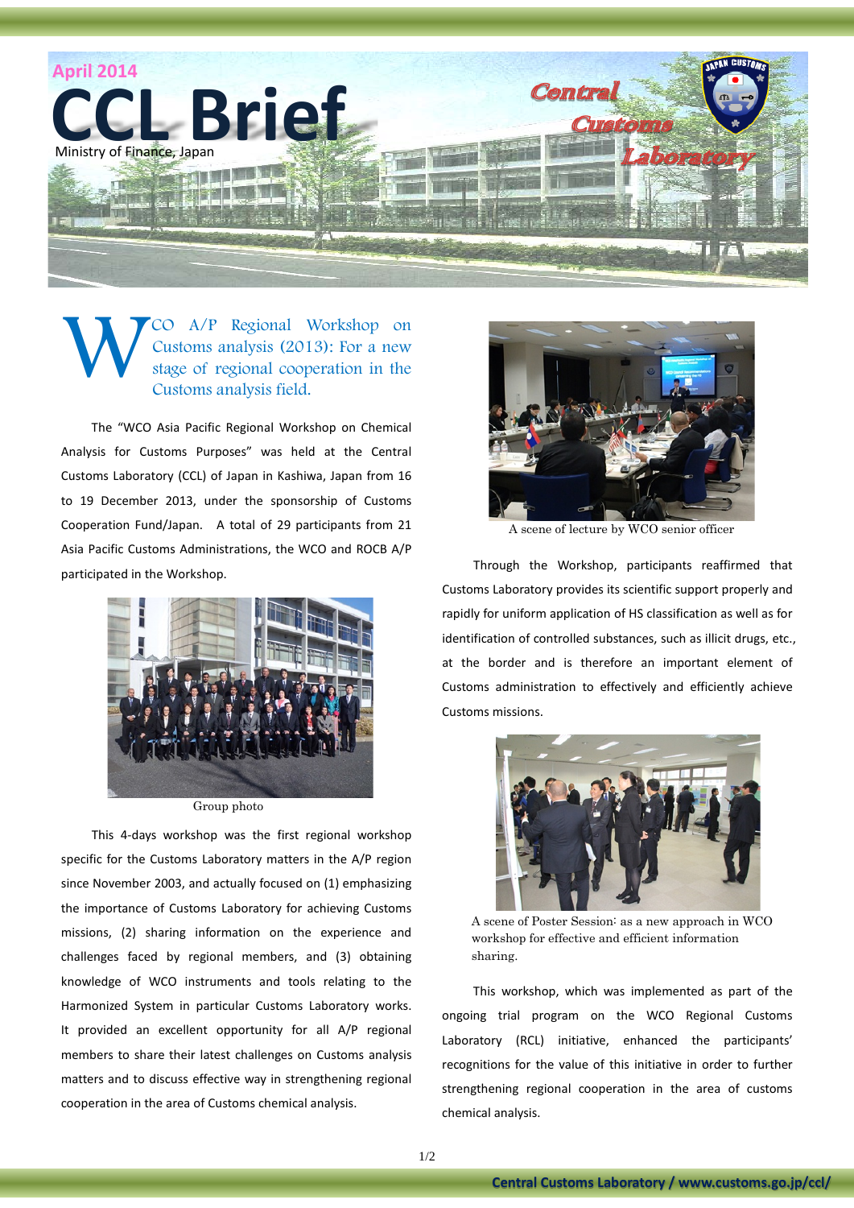April 2014

# CCL Brief

Ministry of Finance, Japan

Central Customs Laboratory

## WCO A/P Regional Workshop on Customs analysis (2013): For a new stage of regional cooperation in the Customs analysis field.

The "WCO Asia Pacific Regional Workshop on Chemical Analysis for Customs Purposes" was held at the Central Customs Laboratory (CCL) of Japan in Kashiwa, Japan from 16 to 19 December 2013, under the sponsorship of Customs Cooperation Fund/Japan. A total of 29 participants from 21 Asia Pacific Customs Administrations, the WCO and ROCB A/P participated in the Workshop.

Group photo

This 4-days workshop was the first regional workshop specific for the Customs Laboratory matters in the A/P region since November 2003, and actually focused on (1) emphasizing the importance of Customs Laboratory for achieving Customs missions, (2) sharing information on the experience and challenges faced by regional members, and (3) obtaining knowledge of WCO instruments and tools relating to the Harmonized System in particular Customs Laboratory works. It provided an excellent opportunity for all A/P regional members to share their latest challenges on Customs analysis matters and to discuss effective way in strengthening regional cooperation in the area of Customs chemical analysis.

A scene of lecture by WCO senior officer

Through the Workshop, participants reaffirmed that Customs Laboratory provides its scientific support properly and rapidly for uniform application of HS classification as well as for identification of controlled substances, such as illicit drugs, etc., at the border and is therefore an important element of Customs administration to effectively and efficiently achieve Customs missions.

A scene of Poster Session: as a new approach in WCO workshop for effective and efficient information sharing.

This workshop, which was implemented as part of the ongoing trial program on the WCO Regional Customs Laboratory (RCL) initiative, enhanced the participants' recognitions for the value of this initiative in order to further strengthening regional cooperation in the area of customs chemical analysis.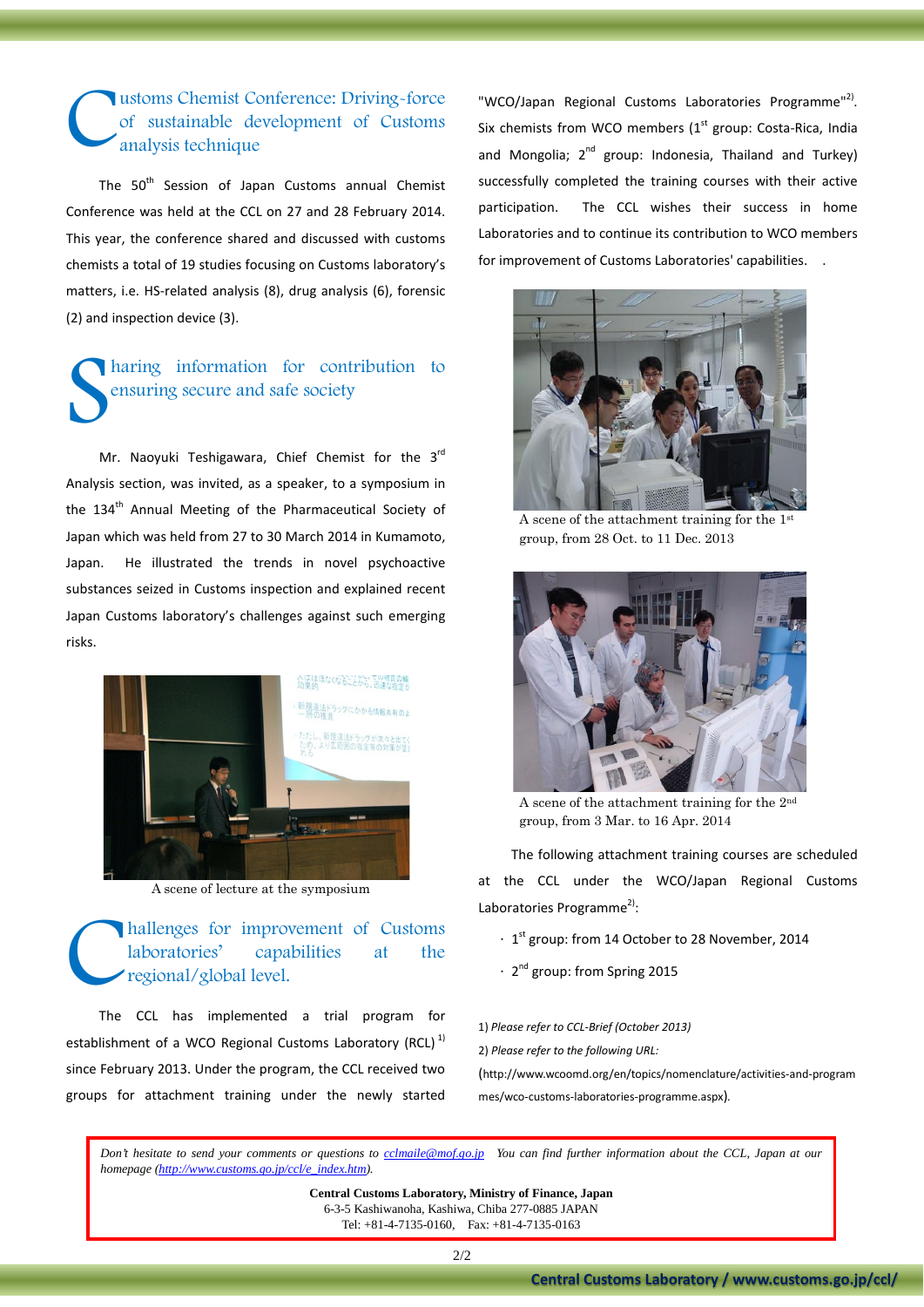## Customs Chemist Conference: Driving-force of sustainable development of Customs analysis technique

The 50th Session of Japan Customs annual Chemist Conference was held at the CCL on 27 and 28 February 2014. This year, the conference shared and discussed with customs chemists a total of 19 studies focusing on Customs laboratory's matters, i.e. HS-related analysis (8), drug analysis (6), forensic (2) and inspection device (3).

## Sharing information for contribution to ensuring secure and safe society

Mr. Naoyuki Teshigawara, Chief Chemist for the 3rd Analysis section, was invited, as a speaker, to a symposium in the 134th Annual Meeting of the Pharmaceutical Society of Japan which was held from 27 to 30 March 2014 in Kumamoto, Japan. He illustrated the trends in novel psychoactive substances seized in Customs inspection and explained recent Japan Customs laboratory's challenges against such emerging risks.

A scene of lecture at the symposium

## Challenges for improvement of Customs laboratories' capabilities at the regional/global level.

The CCL has implemented a trial program for establishment of a WCO Regional Customs Laboratory (RCL) [1] since February 2013. Under the program, the CCL received two groups for attachment training under the newly started "WCO/Japan Regional Customs Laboratories Programme" [2]. Six chemists from WCO members (1st group: Costa-Rica, India and Mongolia; 2nd group: Indonesia, Thailand and Turkey) successfully completed the training courses with their active participation. The CCL wishes their success in home Laboratories and to continue its contribution to WCO members for improvement of Customs Laboratories' capabilities.

A scene of the attachment training for the 1st group, from 28 Oct. to 11 Dec. 2013

A scene of the attachment training for the 2nd group, from 3 Mar. to 16 Apr. 2014

The following attachment training courses are scheduled at the CCL under the WCO/Japan Regional Customs Laboratories Programme [2]:

- 1st group: from 14 October to 28 November, 2014
- 2nd group: from Spring 2015

1) *Please refer to CCL-Brief (October 2013)*

2) *Please refer to the following URL:*

(http://www.wcoomd.org/en/topics/nomenclature/activities-and-programmes/wco-customs-laboratories-programme.aspx).

*Don't hesitate to send your comments or questions to cclmaile@mof.go.jp You can find further information about the CCL, Japan at our homepage (http://www.customs.go.jp/ccl/e_index.htm).*

**Central Customs Laboratory, Ministry of Finance, Japan**
6-3-5 Kashiwanoha, Kashiwa, Chiba 277-0885 JAPAN
Tel: +81-4-7135-0160, Fax: +81-4-7135-0163